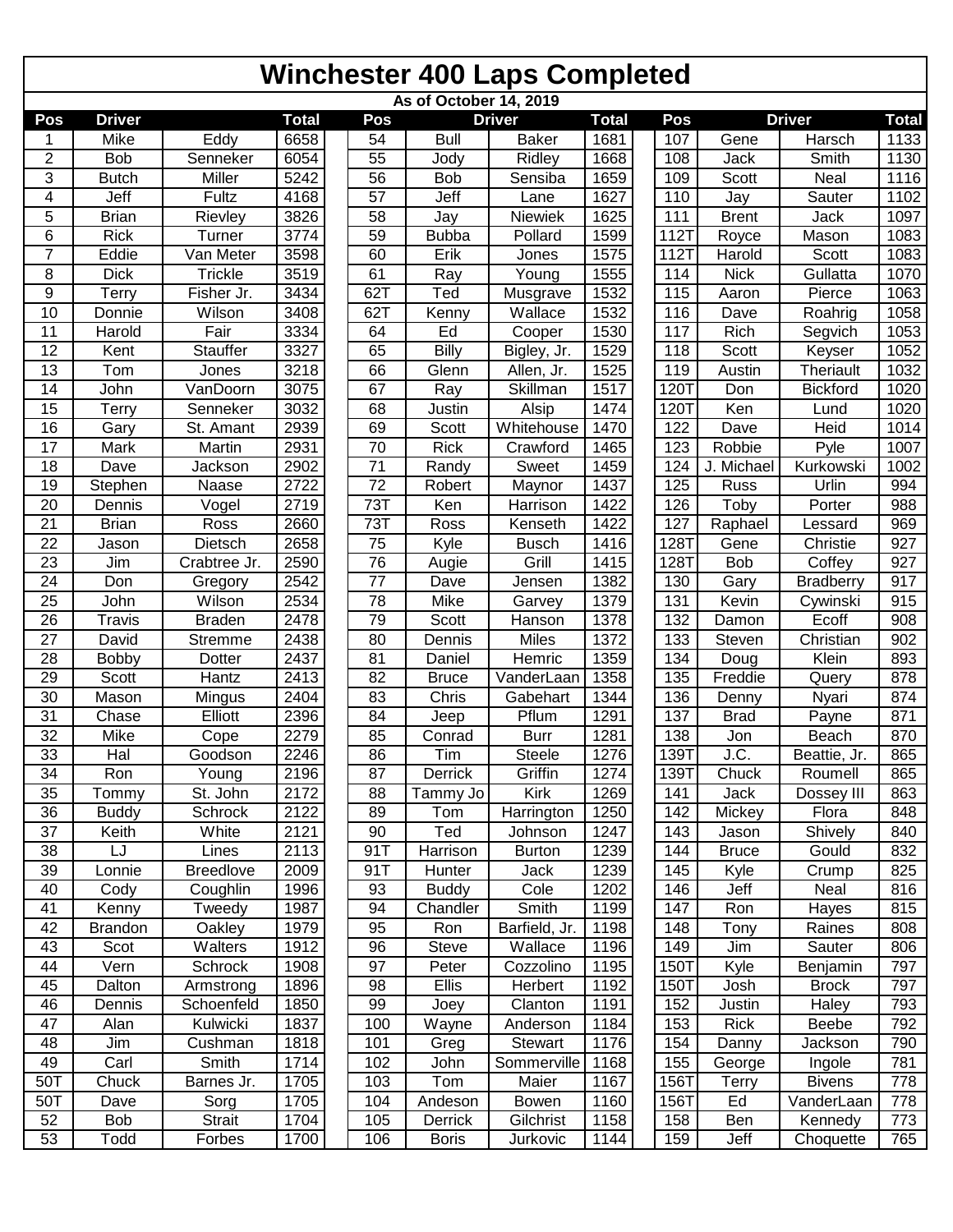# Winchester 400 Laps Completed

### As of October 14, 2019

| Pos | Driver | | Total | Pos | Driver | | Total | Pos | Driver | | Total |
|---|---|---|---|---|---|---|---|---|---|---|---|
| 1 | Mike | Eddy | 6658 | 54 | Bull | Baker | 1681 | 107 | Gene | Harsch | 1133 |
| 2 | Bob | Senneker | 6054 | 55 | Jody | Ridley | 1668 | 108 | Jack | Smith | 1130 |
| 3 | Butch | Miller | 5242 | 56 | Bob | Sensiba | 1659 | 109 | Scott | Neal | 1116 |
| 4 | Jeff | Fultz | 4168 | 57 | Jeff | Lane | 1627 | 110 | Jay | Sauter | 1102 |
| 5 | Brian | Rievley | 3826 | 58 | Jay | Niewiek | 1625 | 111 | Brent | Jack | 1097 |
| 6 | Rick | Turner | 3774 | 59 | Bubba | Pollard | 1599 | 112T | Royce | Mason | 1083 |
| 7 | Eddie | Van Meter | 3598 | 60 | Erik | Jones | 1575 | 112T | Harold | Scott | 1083 |
| 8 | Dick | Trickle | 3519 | 61 | Ray | Young | 1555 | 114 | Nick | Gullatta | 1070 |
| 9 | Terry | Fisher Jr. | 3434 | 62T | Ted | Musgrave | 1532 | 115 | Aaron | Pierce | 1063 |
| 10 | Donnie | Wilson | 3408 | 62T | Kenny | Wallace | 1532 | 116 | Dave | Roahrig | 1058 |
| 11 | Harold | Fair | 3334 | 64 | Ed | Cooper | 1530 | 117 | Rich | Segvich | 1053 |
| 12 | Kent | Stauffer | 3327 | 65 | Billy | Bigley, Jr. | 1529 | 118 | Scott | Keyser | 1052 |
| 13 | Tom | Jones | 3218 | 66 | Glenn | Allen, Jr. | 1525 | 119 | Austin | Theriault | 1032 |
| 14 | John | VanDoorn | 3075 | 67 | Ray | Skillman | 1517 | 120T | Don | Bickford | 1020 |
| 15 | Terry | Senneker | 3032 | 68 | Justin | Alsip | 1474 | 120T | Ken | Lund | 1020 |
| 16 | Gary | St. Amant | 2939 | 69 | Scott | Whitehouse | 1470 | 122 | Dave | Heid | 1014 |
| 17 | Mark | Martin | 2931 | 70 | Rick | Crawford | 1465 | 123 | Robbie | Pyle | 1007 |
| 18 | Dave | Jackson | 2902 | 71 | Randy | Sweet | 1459 | 124 | J. Michael | Kurkowski | 1002 |
| 19 | Stephen | Naase | 2722 | 72 | Robert | Maynor | 1437 | 125 | Russ | Urlin | 994 |
| 20 | Dennis | Vogel | 2719 | 73T | Ken | Harrison | 1422 | 126 | Toby | Porter | 988 |
| 21 | Brian | Ross | 2660 | 73T | Ross | Kenseth | 1422 | 127 | Raphael | Lessard | 969 |
| 22 | Jason | Dietsch | 2658 | 75 | Kyle | Busch | 1416 | 128T | Gene | Christie | 927 |
| 23 | Jim | Crabtree Jr. | 2590 | 76 | Augie | Grill | 1415 | 128T | Bob | Coffey | 927 |
| 24 | Don | Gregory | 2542 | 77 | Dave | Jensen | 1382 | 130 | Gary | Bradberry | 917 |
| 25 | John | Wilson | 2534 | 78 | Mike | Garvey | 1379 | 131 | Kevin | Cywinski | 915 |
| 26 | Travis | Braden | 2478 | 79 | Scott | Hanson | 1378 | 132 | Damon | Ecoff | 908 |
| 27 | David | Stremme | 2438 | 80 | Dennis | Miles | 1372 | 133 | Steven | Christian | 902 |
| 28 | Bobby | Dotter | 2437 | 81 | Daniel | Hemric | 1359 | 134 | Doug | Klein | 893 |
| 29 | Scott | Hantz | 2413 | 82 | Bruce | VanderLaan | 1358 | 135 | Freddie | Query | 878 |
| 30 | Mason | Mingus | 2404 | 83 | Chris | Gabehart | 1344 | 136 | Denny | Nyari | 874 |
| 31 | Chase | Elliott | 2396 | 84 | Jeep | Pflum | 1291 | 137 | Brad | Payne | 871 |
| 32 | Mike | Cope | 2279 | 85 | Conrad | Burr | 1281 | 138 | Jon | Beach | 870 |
| 33 | Hal | Goodson | 2246 | 86 | Tim | Steele | 1276 | 139T | J.C. | Beattie, Jr. | 865 |
| 34 | Ron | Young | 2196 | 87 | Derrick | Griffin | 1274 | 139T | Chuck | Roumell | 865 |
| 35 | Tommy | St. John | 2172 | 88 | Tammy Jo | Kirk | 1269 | 141 | Jack | Dossey III | 863 |
| 36 | Buddy | Schrock | 2122 | 89 | Tom | Harrington | 1250 | 142 | Mickey | Flora | 848 |
| 37 | Keith | White | 2121 | 90 | Ted | Johnson | 1247 | 143 | Jason | Shively | 840 |
| 38 | LJ | Lines | 2113 | 91T | Harrison | Burton | 1239 | 144 | Bruce | Gould | 832 |
| 39 | Lonnie | Breedlove | 2009 | 91T | Hunter | Jack | 1239 | 145 | Kyle | Crump | 825 |
| 40 | Cody | Coughlin | 1996 | 93 | Buddy | Cole | 1202 | 146 | Jeff | Neal | 816 |
| 41 | Kenny | Tweedy | 1987 | 94 | Chandler | Smith | 1199 | 147 | Ron | Hayes | 815 |
| 42 | Brandon | Oakley | 1979 | 95 | Ron | Barfield, Jr. | 1198 | 148 | Tony | Raines | 808 |
| 43 | Scot | Walters | 1912 | 96 | Steve | Wallace | 1196 | 149 | Jim | Sauter | 806 |
| 44 | Vern | Schrock | 1908 | 97 | Peter | Cozzolino | 1195 | 150T | Kyle | Benjamin | 797 |
| 45 | Dalton | Armstrong | 1896 | 98 | Ellis | Herbert | 1192 | 150T | Josh | Brock | 797 |
| 46 | Dennis | Schoenfeld | 1850 | 99 | Joey | Clanton | 1191 | 152 | Justin | Haley | 793 |
| 47 | Alan | Kulwicki | 1837 | 100 | Wayne | Anderson | 1184 | 153 | Rick | Beebe | 792 |
| 48 | Jim | Cushman | 1818 | 101 | Greg | Stewart | 1176 | 154 | Danny | Jackson | 790 |
| 49 | Carl | Smith | 1714 | 102 | John | Sommerville | 1168 | 155 | George | Ingole | 781 |
| 50T | Chuck | Barnes Jr. | 1705 | 103 | Tom | Maier | 1167 | 156T | Terry | Bivens | 778 |
| 50T | Dave | Sorg | 1705 | 104 | Andeson | Bowen | 1160 | 156T | Ed | VanderLaan | 778 |
| 52 | Bob | Strait | 1704 | 105 | Derrick | Gilchrist | 1158 | 158 | Ben | Kennedy | 773 |
| 53 | Todd | Forbes | 1700 | 106 | Boris | Jurkovic | 1144 | 159 | Jeff | Choquette | 765 |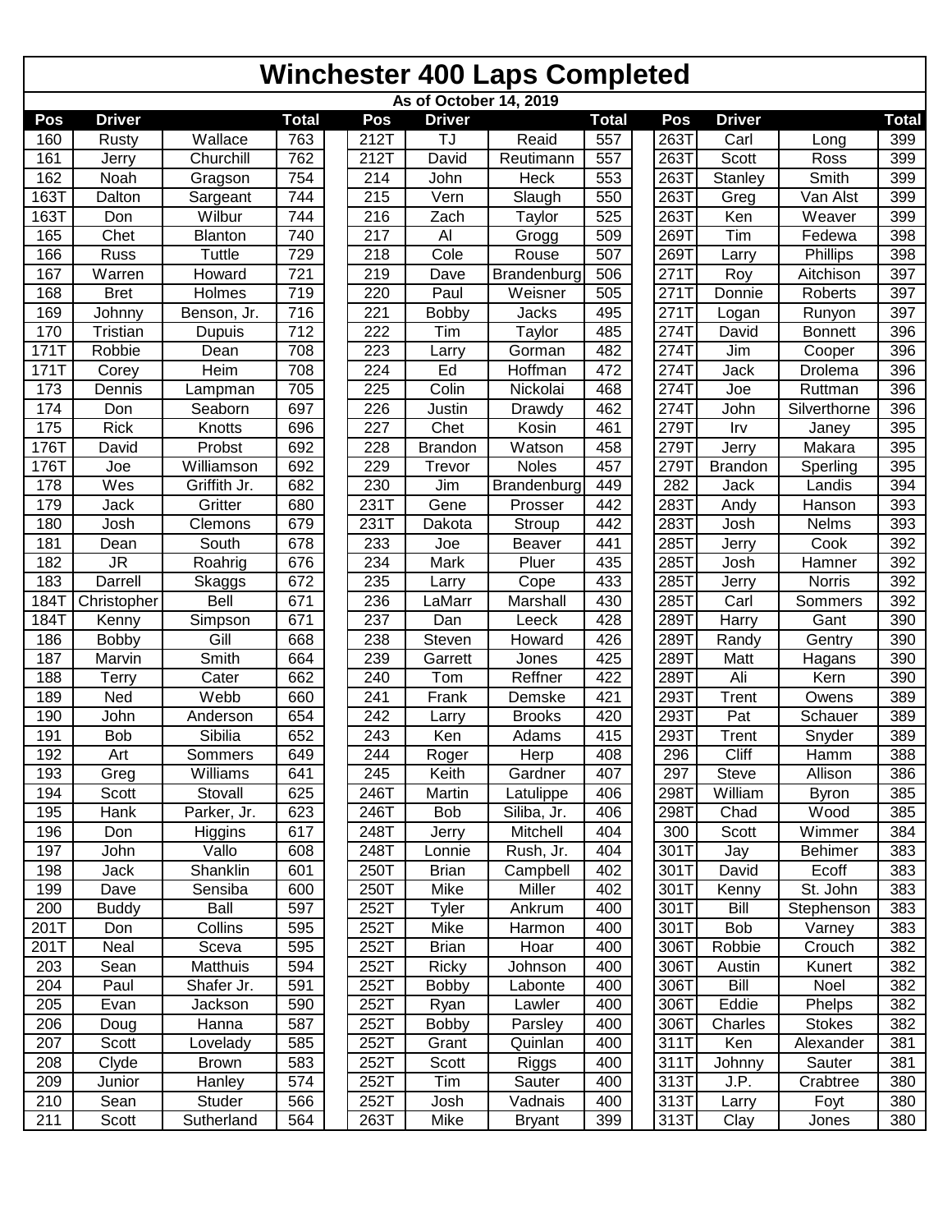# Winchester 400 Laps Completed

As of October 14, 2019

| Pos | Driver | | Total | Pos | Driver | | Total | Pos | Driver | | Total |
|---|---|---|---|---|---|---|---|---|---|---|---|
| 160 | Rusty | Wallace | 763 | 212T | TJ | Reaid | 557 | 263T | Carl | Long | 399 |
| 161 | Jerry | Churchill | 762 | 212T | David | Reutimann | 557 | 263T | Scott | Ross | 399 |
| 162 | Noah | Gragson | 754 | 214 | John | Heck | 553 | 263T | Stanley | Smith | 399 |
| 163T | Dalton | Sargeant | 744 | 215 | Vern | Slaugh | 550 | 263T | Greg | Van Alst | 399 |
| 163T | Don | Wilbur | 744 | 216 | Zach | Taylor | 525 | 263T | Ken | Weaver | 399 |
| 165 | Chet | Blanton | 740 | 217 | Al | Grogg | 509 | 269T | Tim | Fedewa | 398 |
| 166 | Russ | Tuttle | 729 | 218 | Cole | Rouse | 507 | 269T | Larry | Phillips | 398 |
| 167 | Warren | Howard | 721 | 219 | Dave | Brandenburg | 506 | 271T | Roy | Aitchison | 397 |
| 168 | Bret | Holmes | 719 | 220 | Paul | Weisner | 505 | 271T | Donnie | Roberts | 397 |
| 169 | Johnny | Benson, Jr. | 716 | 221 | Bobby | Jacks | 495 | 271T | Logan | Runyon | 397 |
| 170 | Tristian | Dupuis | 712 | 222 | Tim | Taylor | 485 | 274T | David | Bonnett | 396 |
| 171T | Robbie | Dean | 708 | 223 | Larry | Gorman | 482 | 274T | Jim | Cooper | 396 |
| 171T | Corey | Heim | 708 | 224 | Ed | Hoffman | 472 | 274T | Jack | Drolema | 396 |
| 173 | Dennis | Lampman | 705 | 225 | Colin | Nickolai | 468 | 274T | Joe | Ruttman | 396 |
| 174 | Don | Seaborn | 697 | 226 | Justin | Drawdy | 462 | 274T | John | Silverthorne | 396 |
| 175 | Rick | Knotts | 696 | 227 | Chet | Kosin | 461 | 279T | Irv | Janey | 395 |
| 176T | David | Probst | 692 | 228 | Brandon | Watson | 458 | 279T | Jerry | Makara | 395 |
| 176T | Joe | Williamson | 692 | 229 | Trevor | Noles | 457 | 279T | Brandon | Sperling | 395 |
| 178 | Wes | Griffith Jr. | 682 | 230 | Jim | Brandenburg | 449 | 282 | Jack | Landis | 394 |
| 179 | Jack | Gritter | 680 | 231T | Gene | Prosser | 442 | 283T | Andy | Hanson | 393 |
| 180 | Josh | Clemons | 679 | 231T | Dakota | Stroup | 442 | 283T | Josh | Nelms | 393 |
| 181 | Dean | South | 678 | 233 | Joe | Beaver | 441 | 285T | Jerry | Cook | 392 |
| 182 | JR | Roahrig | 676 | 234 | Mark | Pluer | 435 | 285T | Josh | Hamner | 392 |
| 183 | Darrell | Skaggs | 672 | 235 | Larry | Cope | 433 | 285T | Jerry | Norris | 392 |
| 184T | Christopher | Bell | 671 | 236 | LaMarr | Marshall | 430 | 285T | Carl | Sommers | 392 |
| 184T | Kenny | Simpson | 671 | 237 | Dan | Leeck | 428 | 289T | Harry | Gant | 390 |
| 186 | Bobby | Gill | 668 | 238 | Steven | Howard | 426 | 289T | Randy | Gentry | 390 |
| 187 | Marvin | Smith | 664 | 239 | Garrett | Jones | 425 | 289T | Matt | Hagans | 390 |
| 188 | Terry | Cater | 662 | 240 | Tom | Reffner | 422 | 289T | Ali | Kern | 390 |
| 189 | Ned | Webb | 660 | 241 | Frank | Demske | 421 | 293T | Trent | Owens | 389 |
| 190 | John | Anderson | 654 | 242 | Larry | Brooks | 420 | 293T | Pat | Schauer | 389 |
| 191 | Bob | Sibilia | 652 | 243 | Ken | Adams | 415 | 293T | Trent | Snyder | 389 |
| 192 | Art | Sommers | 649 | 244 | Roger | Herp | 408 | 296 | Cliff | Hamm | 388 |
| 193 | Greg | Williams | 641 | 245 | Keith | Gardner | 407 | 297 | Steve | Allison | 386 |
| 194 | Scott | Stovall | 625 | 246T | Martin | Latulippe | 406 | 298T | William | Byron | 385 |
| 195 | Hank | Parker, Jr. | 623 | 246T | Bob | Siliba, Jr. | 406 | 298T | Chad | Wood | 385 |
| 196 | Don | Higgins | 617 | 248T | Jerry | Mitchell | 404 | 300 | Scott | Wimmer | 384 |
| 197 | John | Vallo | 608 | 248T | Lonnie | Rush, Jr. | 404 | 301T | Jay | Behimer | 383 |
| 198 | Jack | Shanklin | 601 | 250T | Brian | Campbell | 402 | 301T | David | Ecoff | 383 |
| 199 | Dave | Sensiba | 600 | 250T | Mike | Miller | 402 | 301T | Kenny | St. John | 383 |
| 200 | Buddy | Ball | 597 | 252T | Tyler | Ankrum | 400 | 301T | Bill | Stephenson | 383 |
| 201T | Don | Collins | 595 | 252T | Mike | Harmon | 400 | 301T | Bob | Varney | 383 |
| 201T | Neal | Sceva | 595 | 252T | Brian | Hoar | 400 | 306T | Robbie | Crouch | 382 |
| 203 | Sean | Matthuis | 594 | 252T | Ricky | Johnson | 400 | 306T | Austin | Kunert | 382 |
| 204 | Paul | Shafer Jr. | 591 | 252T | Bobby | Labonte | 400 | 306T | Bill | Noel | 382 |
| 205 | Evan | Jackson | 590 | 252T | Ryan | Lawler | 400 | 306T | Eddie | Phelps | 382 |
| 206 | Doug | Hanna | 587 | 252T | Bobby | Parsley | 400 | 306T | Charles | Stokes | 382 |
| 207 | Scott | Lovelady | 585 | 252T | Grant | Quinlan | 400 | 311T | Ken | Alexander | 381 |
| 208 | Clyde | Brown | 583 | 252T | Scott | Riggs | 400 | 311T | Johnny | Sauter | 381 |
| 209 | Junior | Hanley | 574 | 252T | Tim | Sauter | 400 | 313T | J.P. | Crabtree | 380 |
| 210 | Sean | Studer | 566 | 252T | Josh | Vadnais | 400 | 313T | Larry | Foyt | 380 |
| 211 | Scott | Sutherland | 564 | 263T | Mike | Bryant | 399 | 313T | Clay | Jones | 380 |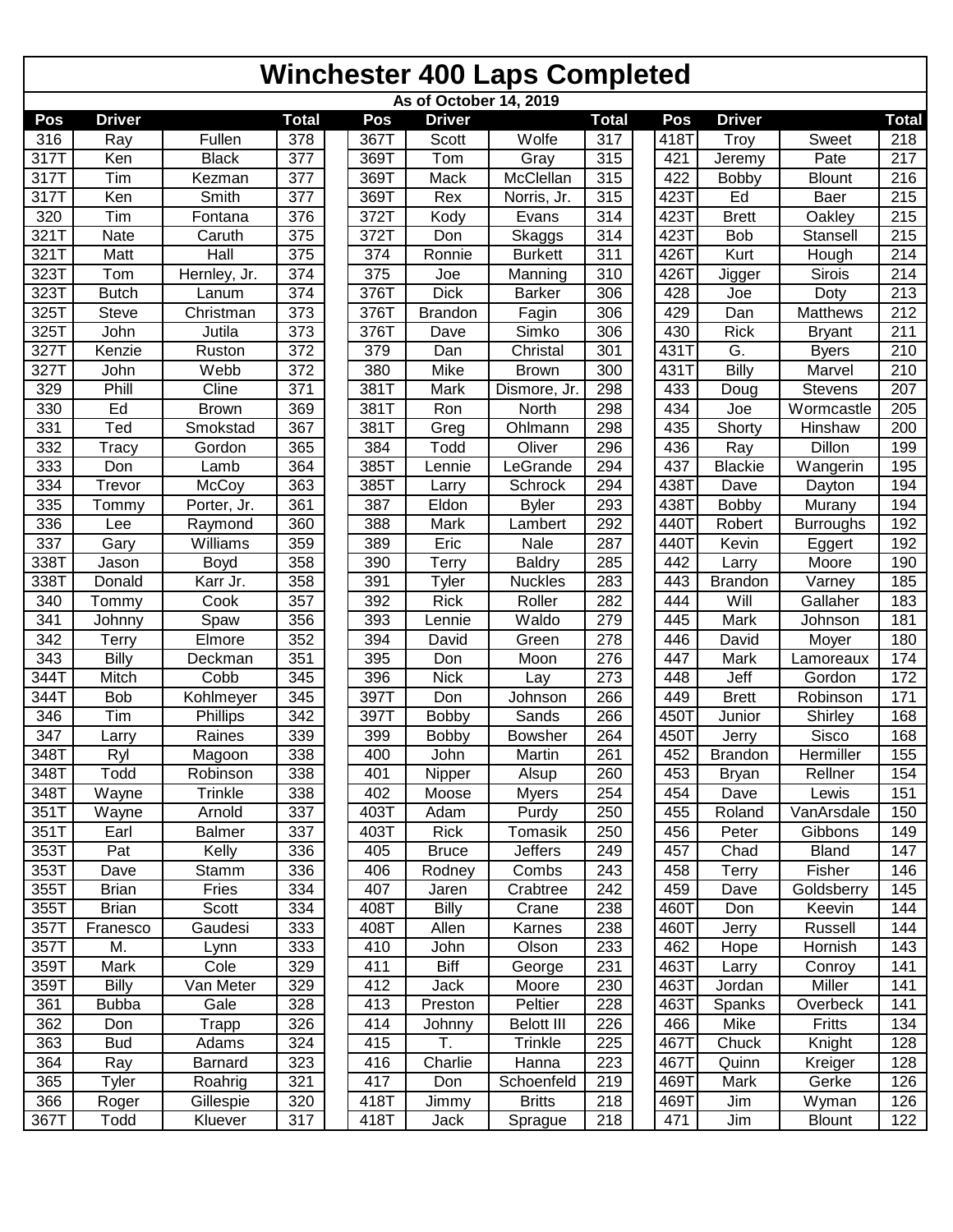# Winchester 400 Laps Completed

As of October 14, 2019

| Pos | Driver | | Total | Pos | Driver | | Total | Pos | Driver | | Total |
|---|---|---|---|---|---|---|---|---|---|---|---|
| 316 | Ray | Fullen | 378 | 367T | Scott | Wolfe | 317 | 418T | Troy | Sweet | 218 |
| 317T | Ken | Black | 377 | 369T | Tom | Gray | 315 | 421 | Jeremy | Pate | 217 |
| 317T | Tim | Kezman | 377 | 369T | Mack | McClellan | 315 | 422 | Bobby | Blount | 216 |
| 317T | Ken | Smith | 377 | 369T | Rex | Norris, Jr. | 315 | 423T | Ed | Baer | 215 |
| 320 | Tim | Fontana | 376 | 372T | Kody | Evans | 314 | 423T | Brett | Oakley | 215 |
| 321T | Nate | Caruth | 375 | 372T | Don | Skaggs | 314 | 423T | Bob | Stansell | 215 |
| 321T | Matt | Hall | 375 | 374 | Ronnie | Burkett | 311 | 426T | Kurt | Hough | 214 |
| 323T | Tom | Hernley, Jr. | 374 | 375 | Joe | Manning | 310 | 426T | Jigger | Sirois | 214 |
| 323T | Butch | Lanum | 374 | 376T | Dick | Barker | 306 | 428 | Joe | Doty | 213 |
| 325T | Steve | Christman | 373 | 376T | Brandon | Fagin | 306 | 429 | Dan | Matthews | 212 |
| 325T | John | Jutila | 373 | 376T | Dave | Simko | 306 | 430 | Rick | Bryant | 211 |
| 327T | Kenzie | Ruston | 372 | 379 | Dan | Christal | 301 | 431T | G. | Byers | 210 |
| 327T | John | Webb | 372 | 380 | Mike | Brown | 300 | 431T | Billy | Marvel | 210 |
| 329 | Phill | Cline | 371 | 381T | Mark | Dismore, Jr. | 298 | 433 | Doug | Stevens | 207 |
| 330 | Ed | Brown | 369 | 381T | Ron | North | 298 | 434 | Joe | Wormcastle | 205 |
| 331 | Ted | Smokstad | 367 | 381T | Greg | Ohlmann | 298 | 435 | Shorty | Hinshaw | 200 |
| 332 | Tracy | Gordon | 365 | 384 | Todd | Oliver | 296 | 436 | Ray | Dillon | 199 |
| 333 | Don | Lamb | 364 | 385T | Lennie | LeGrande | 294 | 437 | Blackie | Wangerin | 195 |
| 334 | Trevor | McCoy | 363 | 385T | Larry | Schrock | 294 | 438T | Dave | Dayton | 194 |
| 335 | Tommy | Porter, Jr. | 361 | 387 | Eldon | Byler | 293 | 438T | Bobby | Murany | 194 |
| 336 | Lee | Raymond | 360 | 388 | Mark | Lambert | 292 | 440T | Robert | Burroughs | 192 |
| 337 | Gary | Williams | 359 | 389 | Eric | Nale | 287 | 440T | Kevin | Eggert | 192 |
| 338T | Jason | Boyd | 358 | 390 | Terry | Baldry | 285 | 442 | Larry | Moore | 190 |
| 338T | Donald | Karr Jr. | 358 | 391 | Tyler | Nuckles | 283 | 443 | Brandon | Varney | 185 |
| 340 | Tommy | Cook | 357 | 392 | Rick | Roller | 282 | 444 | Will | Gallaher | 183 |
| 341 | Johnny | Spaw | 356 | 393 | Lennie | Waldo | 279 | 445 | Mark | Johnson | 181 |
| 342 | Terry | Elmore | 352 | 394 | David | Green | 278 | 446 | David | Moyer | 180 |
| 343 | Billy | Deckman | 351 | 395 | Don | Moon | 276 | 447 | Mark | Lamoreaux | 174 |
| 344T | Mitch | Cobb | 345 | 396 | Nick | Lay | 273 | 448 | Jeff | Gordon | 172 |
| 344T | Bob | Kohlmeyer | 345 | 397T | Don | Johnson | 266 | 449 | Brett | Robinson | 171 |
| 346 | Tim | Phillips | 342 | 397T | Bobby | Sands | 266 | 450T | Junior | Shirley | 168 |
| 347 | Larry | Raines | 339 | 399 | Bobby | Bowsher | 264 | 450T | Jerry | Sisco | 168 |
| 348T | Ryl | Magoon | 338 | 400 | John | Martin | 261 | 452 | Brandon | Hermiller | 155 |
| 348T | Todd | Robinson | 338 | 401 | Nipper | Alsup | 260 | 453 | Bryan | Rellner | 154 |
| 348T | Wayne | Trinkle | 338 | 402 | Moose | Myers | 254 | 454 | Dave | Lewis | 151 |
| 351T | Wayne | Arnold | 337 | 403T | Adam | Purdy | 250 | 455 | Roland | VanArsdale | 150 |
| 351T | Earl | Balmer | 337 | 403T | Rick | Tomasik | 250 | 456 | Peter | Gibbons | 149 |
| 353T | Pat | Kelly | 336 | 405 | Bruce | Jeffers | 249 | 457 | Chad | Bland | 147 |
| 353T | Dave | Stamm | 336 | 406 | Rodney | Combs | 243 | 458 | Terry | Fisher | 146 |
| 355T | Brian | Fries | 334 | 407 | Jaren | Crabtree | 242 | 459 | Dave | Goldsberry | 145 |
| 355T | Brian | Scott | 334 | 408T | Billy | Crane | 238 | 460T | Don | Keevin | 144 |
| 357T | Franesco | Gaudesi | 333 | 408T | Allen | Karnes | 238 | 460T | Jerry | Russell | 144 |
| 357T | M. | Lynn | 333 | 410 | John | Olson | 233 | 462 | Hope | Hornish | 143 |
| 359T | Mark | Cole | 329 | 411 | Biff | George | 231 | 463T | Larry | Conroy | 141 |
| 359T | Billy | Van Meter | 329 | 412 | Jack | Moore | 230 | 463T | Jordan | Miller | 141 |
| 361 | Bubba | Gale | 328 | 413 | Preston | Peltier | 228 | 463T | Spanks | Overbeck | 141 |
| 362 | Don | Trapp | 326 | 414 | Johnny | Belott III | 226 | 466 | Mike | Fritts | 134 |
| 363 | Bud | Adams | 324 | 415 | T. | Trinkle | 225 | 467T | Chuck | Knight | 128 |
| 364 | Ray | Barnard | 323 | 416 | Charlie | Hanna | 223 | 467T | Quinn | Kreiger | 128 |
| 365 | Tyler | Roahrig | 321 | 417 | Don | Schoenfeld | 219 | 469T | Mark | Gerke | 126 |
| 366 | Roger | Gillespie | 320 | 418T | Jimmy | Britts | 218 | 469T | Jim | Wyman | 126 |
| 367T | Todd | Kluever | 317 | 418T | Jack | Sprague | 218 | 471 | Jim | Blount | 122 |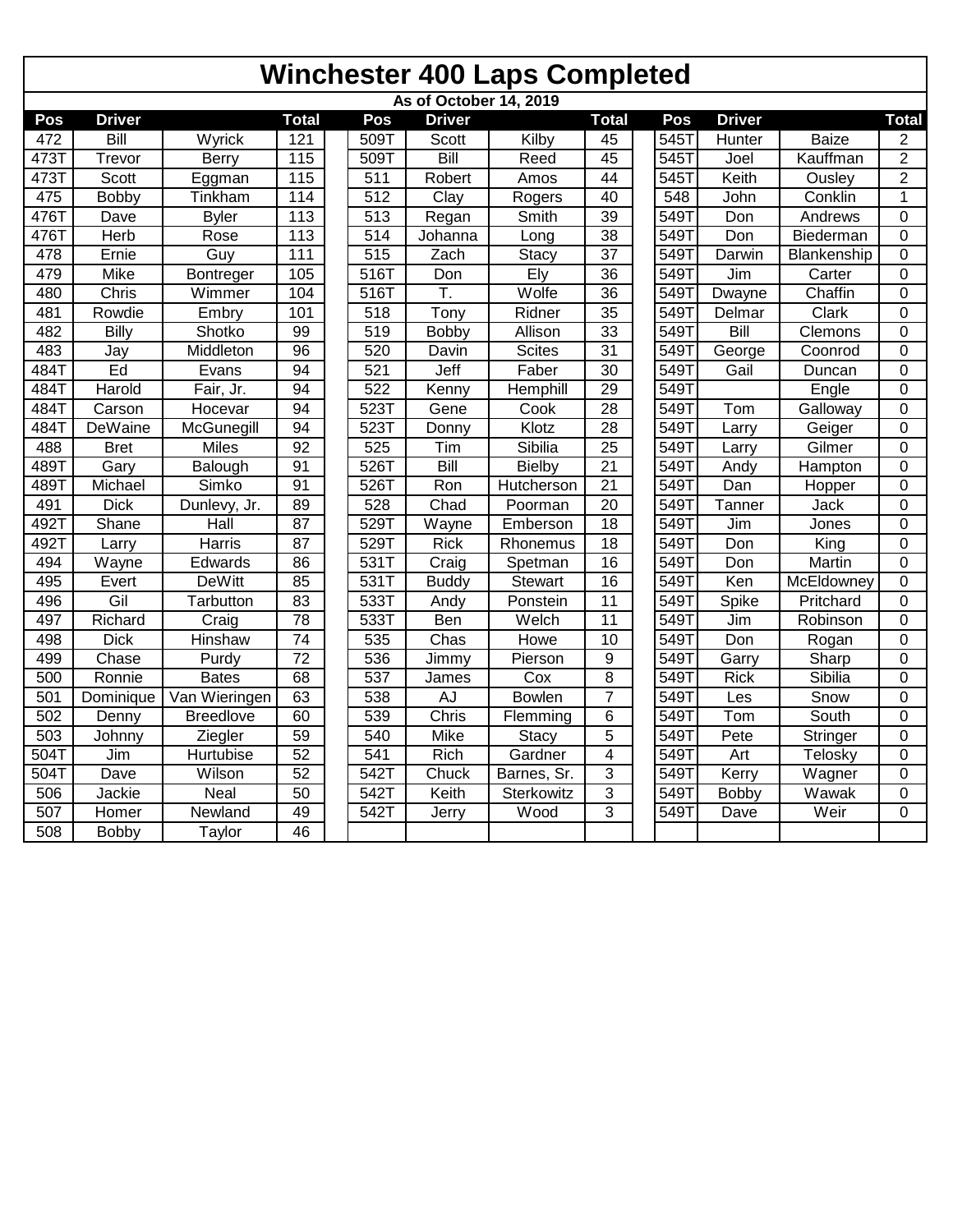# Winchester 400 Laps Completed

**As of October 14, 2019**

| Pos | Driver | | Total | Pos | Driver | | Total | Pos | Driver | | Total |
|---|---|---|---|---|---|---|---|---|---|---|---|
| 472 | Bill | Wyrick | 121 | 509T | Scott | Kilby | 45 | 545T | Hunter | Baize | 2 |
| 473T | Trevor | Berry | 115 | 509T | Bill | Reed | 45 | 545T | Joel | Kauffman | 2 |
| 473T | Scott | Eggman | 115 | 511 | Robert | Amos | 44 | 545T | Keith | Ousley | 2 |
| 475 | Bobby | Tinkham | 114 | 512 | Clay | Rogers | 40 | 548 | John | Conklin | 1 |
| 476T | Dave | Byler | 113 | 513 | Regan | Smith | 39 | 549T | Don | Andrews | 0 |
| 476T | Herb | Rose | 113 | 514 | Johanna | Long | 38 | 549T | Don | Biederman | 0 |
| 478 | Ernie | Guy | 111 | 515 | Zach | Stacy | 37 | 549T | Darwin | Blankenship | 0 |
| 479 | Mike | Bontreger | 105 | 516T | Don | Ely | 36 | 549T | Jim | Carter | 0 |
| 480 | Chris | Wimmer | 104 | 516T | T. | Wolfe | 36 | 549T | Dwayne | Chaffin | 0 |
| 481 | Rowdie | Embry | 101 | 518 | Tony | Ridner | 35 | 549T | Delmar | Clark | 0 |
| 482 | Billy | Shotko | 99 | 519 | Bobby | Allison | 33 | 549T | Bill | Clemons | 0 |
| 483 | Jay | Middleton | 96 | 520 | Davin | Scites | 31 | 549T | George | Coonrod | 0 |
| 484T | Ed | Evans | 94 | 521 | Jeff | Faber | 30 | 549T | Gail | Duncan | 0 |
| 484T | Harold | Fair, Jr. | 94 | 522 | Kenny | Hemphill | 29 | 549T | | Engle | 0 |
| 484T | Carson | Hocevar | 94 | 523T | Gene | Cook | 28 | 549T | Tom | Galloway | 0 |
| 484T | DeWaine | McGunegill | 94 | 523T | Donny | Klotz | 28 | 549T | Larry | Geiger | 0 |
| 488 | Bret | Miles | 92 | 525 | Tim | Sibilia | 25 | 549T | Larry | Gilmer | 0 |
| 489T | Gary | Balough | 91 | 526T | Bill | Bielby | 21 | 549T | Andy | Hampton | 0 |
| 489T | Michael | Simko | 91 | 526T | Ron | Hutcherson | 21 | 549T | Dan | Hopper | 0 |
| 491 | Dick | Dunlevy, Jr. | 89 | 528 | Chad | Poorman | 20 | 549T | Tanner | Jack | 0 |
| 492T | Shane | Hall | 87 | 529T | Wayne | Emberson | 18 | 549T | Jim | Jones | 0 |
| 492T | Larry | Harris | 87 | 529T | Rick | Rhonemus | 18 | 549T | Don | King | 0 |
| 494 | Wayne | Edwards | 86 | 531T | Craig | Spetman | 16 | 549T | Don | Martin | 0 |
| 495 | Evert | DeWitt | 85 | 531T | Buddy | Stewart | 16 | 549T | Ken | McEldowney | 0 |
| 496 | Gil | Tarbutton | 83 | 533T | Andy | Ponstein | 11 | 549T | Spike | Pritchard | 0 |
| 497 | Richard | Craig | 78 | 533T | Ben | Welch | 11 | 549T | Jim | Robinson | 0 |
| 498 | Dick | Hinshaw | 74 | 535 | Chas | Howe | 10 | 549T | Don | Rogan | 0 |
| 499 | Chase | Purdy | 72 | 536 | Jimmy | Pierson | 9 | 549T | Garry | Sharp | 0 |
| 500 | Ronnie | Bates | 68 | 537 | James | Cox | 8 | 549T | Rick | Sibilia | 0 |
| 501 | Dominique | Van Wieringen | 63 | 538 | AJ | Bowlen | 7 | 549T | Les | Snow | 0 |
| 502 | Denny | Breedlove | 60 | 539 | Chris | Flemming | 6 | 549T | Tom | South | 0 |
| 503 | Johnny | Ziegler | 59 | 540 | Mike | Stacy | 5 | 549T | Pete | Stringer | 0 |
| 504T | Jim | Hurtubise | 52 | 541 | Rich | Gardner | 4 | 549T | Art | Telosky | 0 |
| 504T | Dave | Wilson | 52 | 542T | Chuck | Barnes, Sr. | 3 | 549T | Kerry | Wagner | 0 |
| 506 | Jackie | Neal | 50 | 542T | Keith | Sterkowitz | 3 | 549T | Bobby | Wawak | 0 |
| 507 | Homer | Newland | 49 | 542T | Jerry | Wood | 3 | 549T | Dave | Weir | 0 |
| 508 | Bobby | Taylor | 46 | | | | | | | | |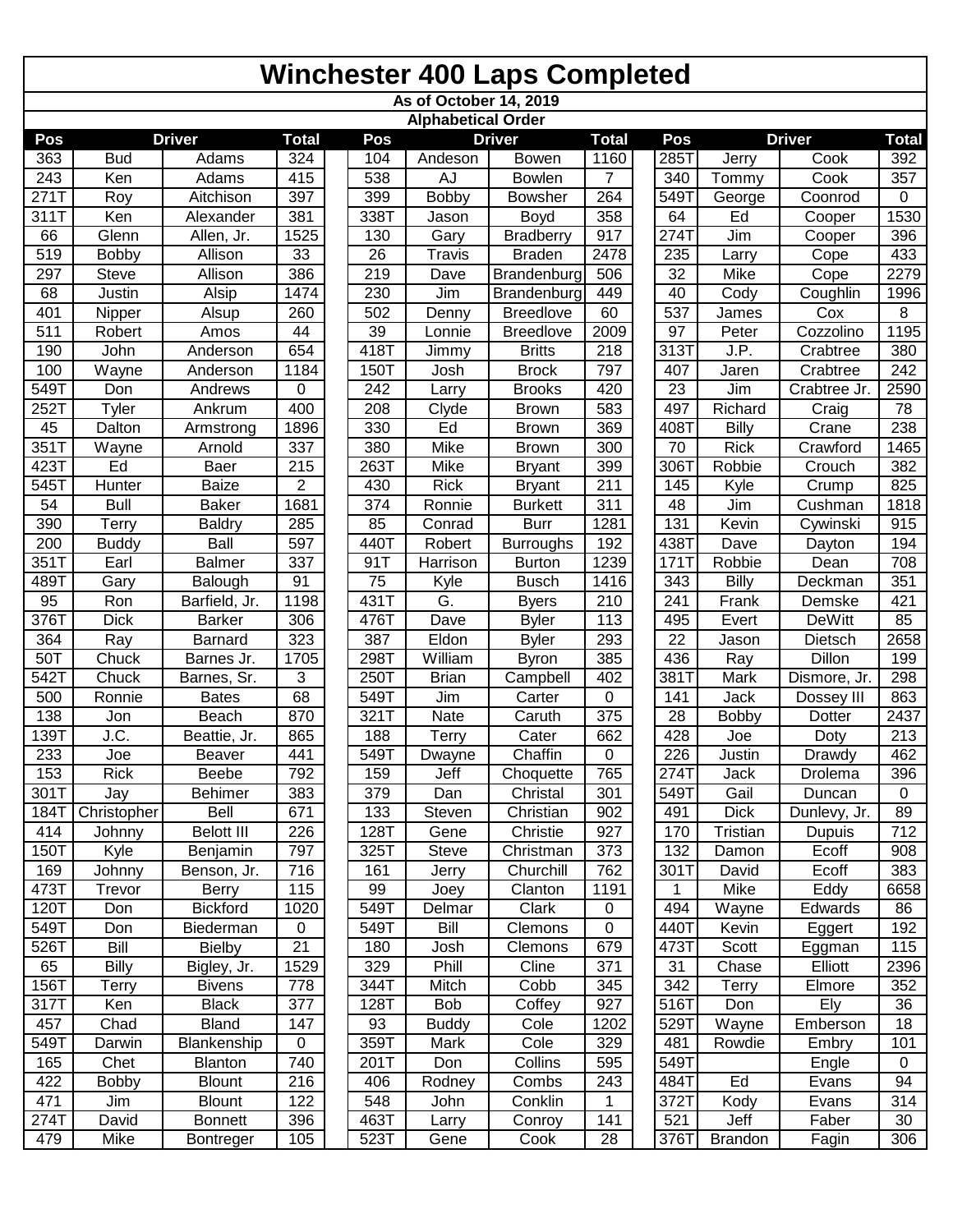# Winchester 400 Laps Completed

**As of October 14, 2019**

**Alphabetical Order**

| Pos | Driver | | Total | Pos | Driver | | Total | Pos | Driver | | Total |
|---|---|---|---|---|---|---|---|---|---|---|---|
| 363 | Bud | Adams | 324 | 104 | Andeson | Bowen | 1160 | 285T | Jerry | Cook | 392 |
| 243 | Ken | Adams | 415 | 538 | AJ | Bowlen | 7 | 340 | Tommy | Cook | 357 |
| 271T | Roy | Aitchison | 397 | 399 | Bobby | Bowsher | 264 | 549T | George | Coonrod | 0 |
| 311T | Ken | Alexander | 381 | 338T | Jason | Boyd | 358 | 64 | Ed | Cooper | 1530 |
| 66 | Glenn | Allen, Jr. | 1525 | 130 | Gary | Bradberry | 917 | 274T | Jim | Cooper | 396 |
| 519 | Bobby | Allison | 33 | 26 | Travis | Braden | 2478 | 235 | Larry | Cope | 433 |
| 297 | Steve | Allison | 386 | 219 | Dave | Brandenburg | 506 | 32 | Mike | Cope | 2279 |
| 68 | Justin | Alsip | 1474 | 230 | Jim | Brandenburg | 449 | 40 | Cody | Coughlin | 1996 |
| 401 | Nipper | Alsup | 260 | 502 | Denny | Breedlove | 60 | 537 | James | Cox | 8 |
| 511 | Robert | Amos | 44 | 39 | Lonnie | Breedlove | 2009 | 97 | Peter | Cozzolino | 1195 |
| 190 | John | Anderson | 654 | 418T | Jimmy | Britts | 218 | 313T | J.P. | Crabtree | 380 |
| 100 | Wayne | Anderson | 1184 | 150T | Josh | Brock | 797 | 407 | Jaren | Crabtree | 242 |
| 549T | Don | Andrews | 0 | 242 | Larry | Brooks | 420 | 23 | Jim | Crabtree Jr. | 2590 |
| 252T | Tyler | Ankrum | 400 | 208 | Clyde | Brown | 583 | 497 | Richard | Craig | 78 |
| 45 | Dalton | Armstrong | 1896 | 330 | Ed | Brown | 369 | 408T | Billy | Crane | 238 |
| 351T | Wayne | Arnold | 337 | 380 | Mike | Brown | 300 | 70 | Rick | Crawford | 1465 |
| 423T | Ed | Baer | 215 | 263T | Mike | Bryant | 399 | 306T | Robbie | Crouch | 382 |
| 545T | Hunter | Baize | 2 | 430 | Rick | Bryant | 211 | 145 | Kyle | Crump | 825 |
| 54 | Bull | Baker | 1681 | 374 | Ronnie | Burkett | 311 | 48 | Jim | Cushman | 1818 |
| 390 | Terry | Baldry | 285 | 85 | Conrad | Burr | 1281 | 131 | Kevin | Cywinski | 915 |
| 200 | Buddy | Ball | 597 | 440T | Robert | Burroughs | 192 | 438T | Dave | Dayton | 194 |
| 351T | Earl | Balmer | 337 | 91T | Harrison | Burton | 1239 | 171T | Robbie | Dean | 708 |
| 489T | Gary | Balough | 91 | 75 | Kyle | Busch | 1416 | 343 | Billy | Deckman | 351 |
| 95 | Ron | Barfield, Jr. | 1198 | 431T | G. | Byers | 210 | 241 | Frank | Demske | 421 |
| 376T | Dick | Barker | 306 | 476T | Dave | Byler | 113 | 495 | Evert | DeWitt | 85 |
| 364 | Ray | Barnard | 323 | 387 | Eldon | Byler | 293 | 22 | Jason | Dietsch | 2658 |
| 50T | Chuck | Barnes Jr. | 1705 | 298T | William | Byron | 385 | 436 | Ray | Dillon | 199 |
| 542T | Chuck | Barnes, Sr. | 3 | 250T | Brian | Campbell | 402 | 381T | Mark | Dismore, Jr. | 298 |
| 500 | Ronnie | Bates | 68 | 549T | Jim | Carter | 0 | 141 | Jack | Dossey III | 863 |
| 138 | Jon | Beach | 870 | 321T | Nate | Caruth | 375 | 28 | Bobby | Dotter | 2437 |
| 139T | J.C. | Beattie, Jr. | 865 | 188 | Terry | Cater | 662 | 428 | Joe | Doty | 213 |
| 233 | Joe | Beaver | 441 | 549T | Dwayne | Chaffin | 0 | 226 | Justin | Drawdy | 462 |
| 153 | Rick | Beebe | 792 | 159 | Jeff | Choquette | 765 | 274T | Jack | Drolema | 396 |
| 301T | Jay | Behimer | 383 | 379 | Dan | Christal | 301 | 549T | Gail | Duncan | 0 |
| 184T | Christopher | Bell | 671 | 133 | Steven | Christian | 902 | 491 | Dick | Dunlevy, Jr. | 89 |
| 414 | Johnny | Belott III | 226 | 128T | Gene | Christie | 927 | 170 | Tristian | Dupuis | 712 |
| 150T | Kyle | Benjamin | 797 | 325T | Steve | Christman | 373 | 132 | Damon | Ecoff | 908 |
| 169 | Johnny | Benson, Jr. | 716 | 161 | Jerry | Churchill | 762 | 301T | David | Ecoff | 383 |
| 473T | Trevor | Berry | 115 | 99 | Joey | Clanton | 1191 | 1 | Mike | Eddy | 6658 |
| 120T | Don | Bickford | 1020 | 549T | Delmar | Clark | 0 | 494 | Wayne | Edwards | 86 |
| 549T | Don | Biederman | 0 | 549T | Bill | Clemons | 0 | 440T | Kevin | Eggert | 192 |
| 526T | Bill | Bielby | 21 | 180 | Josh | Clemons | 679 | 473T | Scott | Eggman | 115 |
| 65 | Billy | Bigley, Jr. | 1529 | 329 | Phill | Cline | 371 | 31 | Chase | Elliott | 2396 |
| 156T | Terry | Bivens | 778 | 344T | Mitch | Cobb | 345 | 342 | Terry | Elmore | 352 |
| 317T | Ken | Black | 377 | 128T | Bob | Coffey | 927 | 516T | Don | Ely | 36 |
| 457 | Chad | Bland | 147 | 93 | Buddy | Cole | 1202 | 529T | Wayne | Emberson | 18 |
| 549T | Darwin | Blankenship | 0 | 359T | Mark | Cole | 329 | 481 | Rowdie | Embry | 101 |
| 165 | Chet | Blanton | 740 | 201T | Don | Collins | 595 | 549T | | Engle | 0 |
| 422 | Bobby | Blount | 216 | 406 | Rodney | Combs | 243 | 484T | Ed | Evans | 94 |
| 471 | Jim | Blount | 122 | 548 | John | Conklin | 1 | 372T | Kody | Evans | 314 |
| 274T | David | Bonnett | 396 | 463T | Larry | Conroy | 141 | 521 | Jeff | Faber | 30 |
| 479 | Mike | Bontreger | 105 | 523T | Gene | Cook | 28 | 376T | Brandon | Fagin | 306 |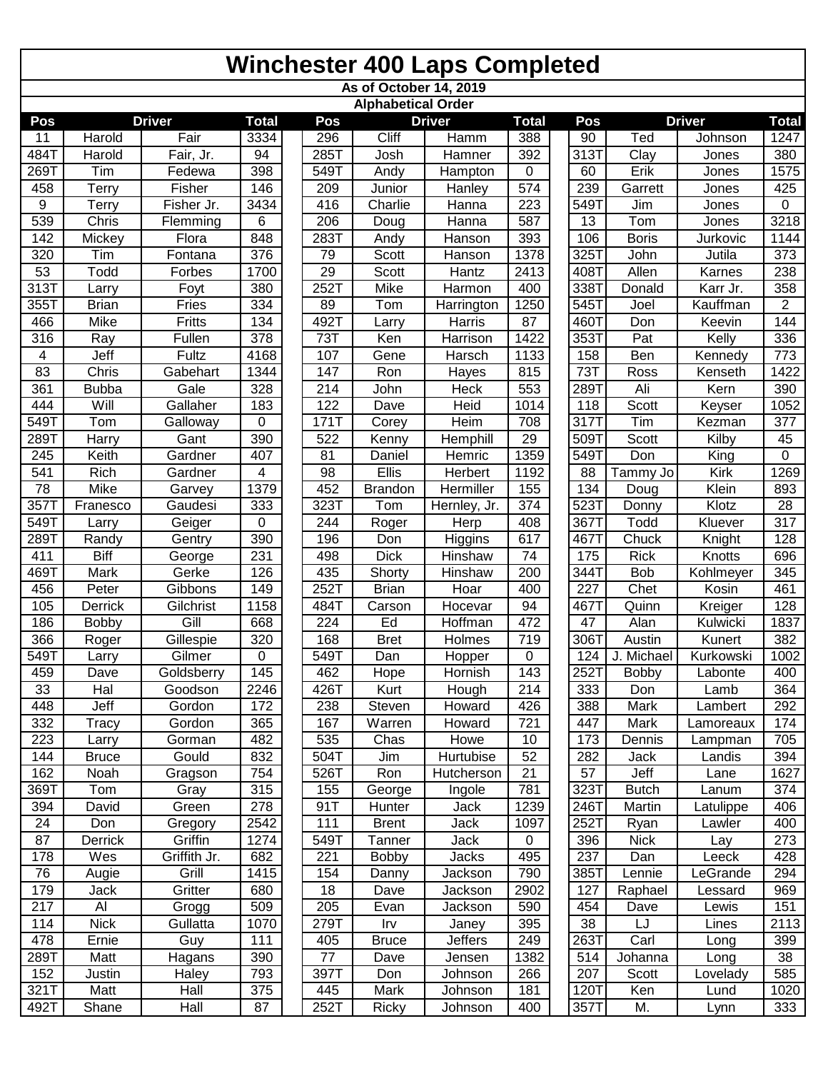# Winchester 400 Laps Completed

**As of October 14, 2019**

**Alphabetical Order**

| Pos | Driver | | Total | | Pos | Driver | | Total | | Pos | Driver | | Total |
|---|---|---|---|---|---|---|---|---|---|---|---|---|---|
| 11 | Harold | Fair | 3334 | | 296 | Cliff | Hamm | 388 | | 90 | Ted | Johnson | 1247 |
| 484T | Harold | Fair, Jr. | 94 | | 285T | Josh | Hamner | 392 | | 313T | Clay | Jones | 380 |
| 269T | Tim | Fedewa | 398 | | 549T | Andy | Hampton | 0 | | 60 | Erik | Jones | 1575 |
| 458 | Terry | Fisher | 146 | | 209 | Junior | Hanley | 574 | | 239 | Garrett | Jones | 425 |
| 9 | Terry | Fisher Jr. | 3434 | | 416 | Charlie | Hanna | 223 | | 549T | Jim | Jones | 0 |
| 539 | Chris | Flemming | 6 | | 206 | Doug | Hanna | 587 | | 13 | Tom | Jones | 3218 |
| 142 | Mickey | Flora | 848 | | 283T | Andy | Hanson | 393 | | 106 | Boris | Jurkovic | 1144 |
| 320 | Tim | Fontana | 376 | | 79 | Scott | Hanson | 1378 | | 325T | John | Jutila | 373 |
| 53 | Todd | Forbes | 1700 | | 29 | Scott | Hantz | 2413 | | 408T | Allen | Karnes | 238 |
| 313T | Larry | Foyt | 380 | | 252T | Mike | Harmon | 400 | | 338T | Donald | Karr Jr. | 358 |
| 355T | Brian | Fries | 334 | | 89 | Tom | Harrington | 1250 | | 545T | Joel | Kauffman | 2 |
| 466 | Mike | Fritts | 134 | | 492T | Larry | Harris | 87 | | 460T | Don | Keevin | 144 |
| 316 | Ray | Fullen | 378 | | 73T | Ken | Harrison | 1422 | | 353T | Pat | Kelly | 336 |
| 4 | Jeff | Fultz | 4168 | | 107 | Gene | Harsch | 1133 | | 158 | Ben | Kennedy | 773 |
| 83 | Chris | Gabehart | 1344 | | 147 | Ron | Hayes | 815 | | 73T | Ross | Kenseth | 1422 |
| 361 | Bubba | Gale | 328 | | 214 | John | Heck | 553 | | 289T | Ali | Kern | 390 |
| 444 | Will | Gallaher | 183 | | 122 | Dave | Heid | 1014 | | 118 | Scott | Keyser | 1052 |
| 549T | Tom | Galloway | 0 | | 171T | Corey | Heim | 708 | | 317T | Tim | Kezman | 377 |
| 289T | Harry | Gant | 390 | | 522 | Kenny | Hemphill | 29 | | 509T | Scott | Kilby | 45 |
| 245 | Keith | Gardner | 407 | | 81 | Daniel | Hemric | 1359 | | 549T | Don | King | 0 |
| 541 | Rich | Gardner | 4 | | 98 | Ellis | Herbert | 1192 | | 88 | Tammy Jo | Kirk | 1269 |
| 78 | Mike | Garvey | 1379 | | 452 | Brandon | Hermiller | 155 | | 134 | Doug | Klein | 893 |
| 357T | Franesco | Gaudesi | 333 | | 323T | Tom | Hernley, Jr. | 374 | | 523T | Donny | Klotz | 28 |
| 549T | Larry | Geiger | 0 | | 244 | Roger | Herp | 408 | | 367T | Todd | Kluever | 317 |
| 289T | Randy | Gentry | 390 | | 196 | Don | Higgins | 617 | | 467T | Chuck | Knight | 128 |
| 411 | Biff | George | 231 | | 498 | Dick | Hinshaw | 74 | | 175 | Rick | Knotts | 696 |
| 469T | Mark | Gerke | 126 | | 435 | Shorty | Hinshaw | 200 | | 344T | Bob | Kohlmeyer | 345 |
| 456 | Peter | Gibbons | 149 | | 252T | Brian | Hoar | 400 | | 227 | Chet | Kosin | 461 |
| 105 | Derrick | Gilchrist | 1158 | | 484T | Carson | Hocevar | 94 | | 467T | Quinn | Kreiger | 128 |
| 186 | Bobby | Gill | 668 | | 224 | Ed | Hoffman | 472 | | 47 | Alan | Kulwicki | 1837 |
| 366 | Roger | Gillespie | 320 | | 168 | Bret | Holmes | 719 | | 306T | Austin | Kunert | 382 |
| 549T | Larry | Gilmer | 0 | | 549T | Dan | Hopper | 0 | | 124 | J. Michael | Kurkowski | 1002 |
| 459 | Dave | Goldsberry | 145 | | 462 | Hope | Hornish | 143 | | 252T | Bobby | Labonte | 400 |
| 33 | Hal | Goodson | 2246 | | 426T | Kurt | Hough | 214 | | 333 | Don | Lamb | 364 |
| 448 | Jeff | Gordon | 172 | | 238 | Steven | Howard | 426 | | 388 | Mark | Lambert | 292 |
| 332 | Tracy | Gordon | 365 | | 167 | Warren | Howard | 721 | | 447 | Mark | Lamoreaux | 174 |
| 223 | Larry | Gorman | 482 | | 535 | Chas | Howe | 10 | | 173 | Dennis | Lampman | 705 |
| 144 | Bruce | Gould | 832 | | 504T | Jim | Hurtubise | 52 | | 282 | Jack | Landis | 394 |
| 162 | Noah | Gragson | 754 | | 526T | Ron | Hutcherson | 21 | | 57 | Jeff | Lane | 1627 |
| 369T | Tom | Gray | 315 | | 155 | George | Ingole | 781 | | 323T | Butch | Lanum | 374 |
| 394 | David | Green | 278 | | 91T | Hunter | Jack | 1239 | | 246T | Martin | Latulippe | 406 |
| 24 | Don | Gregory | 2542 | | 111 | Brent | Jack | 1097 | | 252T | Ryan | Lawler | 400 |
| 87 | Derrick | Griffin | 1274 | | 549T | Tanner | Jack | 0 | | 396 | Nick | Lay | 273 |
| 178 | Wes | Griffith Jr. | 682 | | 221 | Bobby | Jacks | 495 | | 237 | Dan | Leeck | 428 |
| 76 | Augie | Grill | 1415 | | 154 | Danny | Jackson | 790 | | 385T | Lennie | LeGrande | 294 |
| 179 | Jack | Gritter | 680 | | 18 | Dave | Jackson | 2902 | | 127 | Raphael | Lessard | 969 |
| 217 | Al | Grogg | 509 | | 205 | Evan | Jackson | 590 | | 454 | Dave | Lewis | 151 |
| 114 | Nick | Gullatta | 1070 | | 279T | Irv | Janey | 395 | | 38 | LJ | Lines | 2113 |
| 478 | Ernie | Guy | 111 | | 405 | Bruce | Jeffers | 249 | | 263T | Carl | Long | 399 |
| 289T | Matt | Hagans | 390 | | 77 | Dave | Jensen | 1382 | | 514 | Johanna | Long | 38 |
| 152 | Justin | Haley | 793 | | 397T | Don | Johnson | 266 | | 207 | Scott | Lovelady | 585 |
| 321T | Matt | Hall | 375 | | 445 | Mark | Johnson | 181 | | 120T | Ken | Lund | 1020 |
| 492T | Shane | Hall | 87 | | 252T | Ricky | Johnson | 400 | | 357T | M. | Lynn | 333 |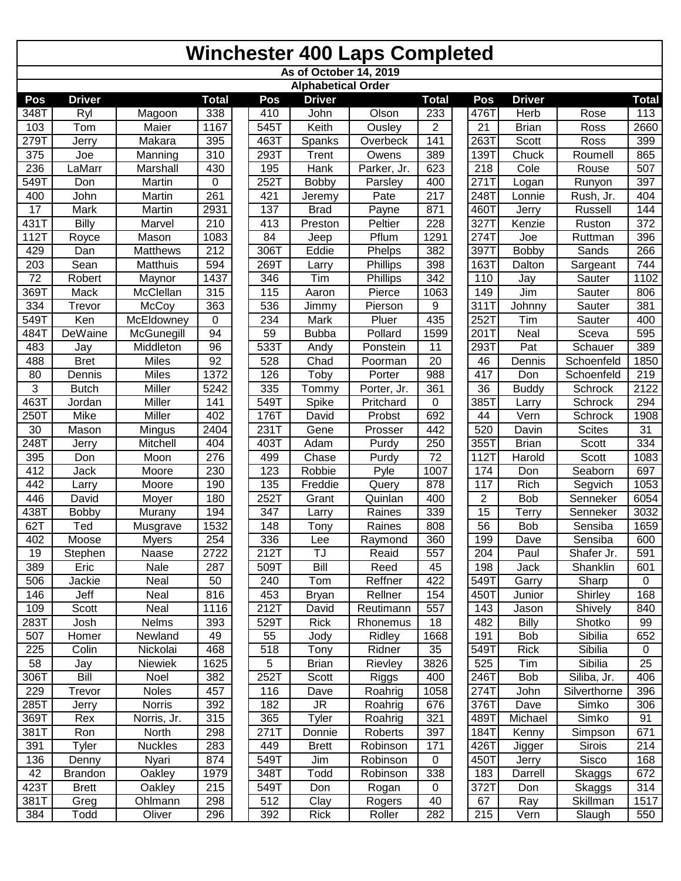# Winchester 400 Laps Completed

**As of October 14, 2019**

**Alphabetical Order**

| Pos | Driver | | Total | Pos | Driver | | Total | Pos | Driver | | Total |
|---|---|---|---|---|---|---|---|---|---|---|---|
| 348T | Ryl | Magoon | 338 | 410 | John | Olson | 233 | 476T | Herb | Rose | 113 |
| 103 | Tom | Maier | 1167 | 545T | Keith | Ousley | 2 | 21 | Brian | Ross | 2660 |
| 279T | Jerry | Makara | 395 | 463T | Spanks | Overbeck | 141 | 263T | Scott | Ross | 399 |
| 375 | Joe | Manning | 310 | 293T | Trent | Owens | 389 | 139T | Chuck | Roumell | 865 |
| 236 | LaMarr | Marshall | 430 | 195 | Hank | Parker, Jr. | 623 | 218 | Cole | Rouse | 507 |
| 549T | Don | Martin | 0 | 252T | Bobby | Parsley | 400 | 271T | Logan | Runyon | 397 |
| 400 | John | Martin | 261 | 421 | Jeremy | Pate | 217 | 248T | Lonnie | Rush, Jr. | 404 |
| 17 | Mark | Martin | 2931 | 137 | Brad | Payne | 871 | 460T | Jerry | Russell | 144 |
| 431T | Billy | Marvel | 210 | 413 | Preston | Peltier | 228 | 327T | Kenzie | Ruston | 372 |
| 112T | Royce | Mason | 1083 | 84 | Jeep | Pflum | 1291 | 274T | Joe | Ruttman | 396 |
| 429 | Dan | Matthews | 212 | 306T | Eddie | Phelps | 382 | 397T | Bobby | Sands | 266 |
| 203 | Sean | Matthuis | 594 | 269T | Larry | Phillips | 398 | 163T | Dalton | Sargeant | 744 |
| 72 | Robert | Maynor | 1437 | 346 | Tim | Phillips | 342 | 110 | Jay | Sauter | 1102 |
| 369T | Mack | McClellan | 315 | 115 | Aaron | Pierce | 1063 | 149 | Jim | Sauter | 806 |
| 334 | Trevor | McCoy | 363 | 536 | Jimmy | Pierson | 9 | 311T | Johnny | Sauter | 381 |
| 549T | Ken | McEldowney | 0 | 234 | Mark | Pluer | 435 | 252T | Tim | Sauter | 400 |
| 484T | DeWaine | McGunegill | 94 | 59 | Bubba | Pollard | 1599 | 201T | Neal | Sceva | 595 |
| 483 | Jay | Middleton | 96 | 533T | Andy | Ponstein | 11 | 293T | Pat | Schauer | 389 |
| 488 | Bret | Miles | 92 | 528 | Chad | Poorman | 20 | 46 | Dennis | Schoenfeld | 1850 |
| 80 | Dennis | Miles | 1372 | 126 | Toby | Porter | 988 | 417 | Don | Schoenfeld | 219 |
| 3 | Butch | Miller | 5242 | 335 | Tommy | Porter, Jr. | 361 | 36 | Buddy | Schrock | 2122 |
| 463T | Jordan | Miller | 141 | 549T | Spike | Pritchard | 0 | 385T | Larry | Schrock | 294 |
| 250T | Mike | Miller | 402 | 176T | David | Probst | 692 | 44 | Vern | Schrock | 1908 |
| 30 | Mason | Mingus | 2404 | 231T | Gene | Prosser | 442 | 520 | Davin | Scites | 31 |
| 248T | Jerry | Mitchell | 404 | 403T | Adam | Purdy | 250 | 355T | Brian | Scott | 334 |
| 395 | Don | Moon | 276 | 499 | Chase | Purdy | 72 | 112T | Harold | Scott | 1083 |
| 412 | Jack | Moore | 230 | 123 | Robbie | Pyle | 1007 | 174 | Don | Seaborn | 697 |
| 442 | Larry | Moore | 190 | 135 | Freddie | Query | 878 | 117 | Rich | Segvich | 1053 |
| 446 | David | Moyer | 180 | 252T | Grant | Quinlan | 400 | 2 | Bob | Senneker | 6054 |
| 438T | Bobby | Murany | 194 | 347 | Larry | Raines | 339 | 15 | Terry | Senneker | 3032 |
| 62T | Ted | Musgrave | 1532 | 148 | Tony | Raines | 808 | 56 | Bob | Sensiba | 1659 |
| 402 | Moose | Myers | 254 | 336 | Lee | Raymond | 360 | 199 | Dave | Sensiba | 600 |
| 19 | Stephen | Naase | 2722 | 212T | TJ | Reaid | 557 | 204 | Paul | Shafer Jr. | 591 |
| 389 | Eric | Nale | 287 | 509T | Bill | Reed | 45 | 198 | Jack | Shanklin | 601 |
| 506 | Jackie | Neal | 50 | 240 | Tom | Reffner | 422 | 549T | Garry | Sharp | 0 |
| 146 | Jeff | Neal | 816 | 453 | Bryan | Rellner | 154 | 450T | Junior | Shirley | 168 |
| 109 | Scott | Neal | 1116 | 212T | David | Reutimann | 557 | 143 | Jason | Shively | 840 |
| 283T | Josh | Nelms | 393 | 529T | Rick | Rhonemus | 18 | 482 | Billy | Shotko | 99 |
| 507 | Homer | Newland | 49 | 55 | Jody | Ridley | 1668 | 191 | Bob | Sibilia | 652 |
| 225 | Colin | Nickolai | 468 | 518 | Tony | Ridner | 35 | 549T | Rick | Sibilia | 0 |
| 58 | Jay | Niewiek | 1625 | 5 | Brian | Rievley | 3826 | 525 | Tim | Sibilia | 25 |
| 306T | Bill | Noel | 382 | 252T | Scott | Riggs | 400 | 246T | Bob | Siliba, Jr. | 406 |
| 229 | Trevor | Noles | 457 | 116 | Dave | Roahrig | 1058 | 274T | John | Silverthorne | 396 |
| 285T | Jerry | Norris | 392 | 182 | JR | Roahrig | 676 | 376T | Dave | Simko | 306 |
| 369T | Rex | Norris, Jr. | 315 | 365 | Tyler | Roahrig | 321 | 489T | Michael | Simko | 91 |
| 381T | Ron | North | 298 | 271T | Donnie | Roberts | 397 | 184T | Kenny | Simpson | 671 |
| 391 | Tyler | Nuckles | 283 | 449 | Brett | Robinson | 171 | 426T | Jigger | Sirois | 214 |
| 136 | Denny | Nyari | 874 | 549T | Jim | Robinson | 0 | 450T | Jerry | Sisco | 168 |
| 42 | Brandon | Oakley | 1979 | 348T | Todd | Robinson | 338 | 183 | Darrell | Skaggs | 672 |
| 423T | Brett | Oakley | 215 | 549T | Don | Rogan | 0 | 372T | Don | Skaggs | 314 |
| 381T | Greg | Ohlmann | 298 | 512 | Clay | Rogers | 40 | 67 | Ray | Skillman | 1517 |
| 384 | Todd | Oliver | 296 | 392 | Rick | Roller | 282 | 215 | Vern | Slaugh | 550 |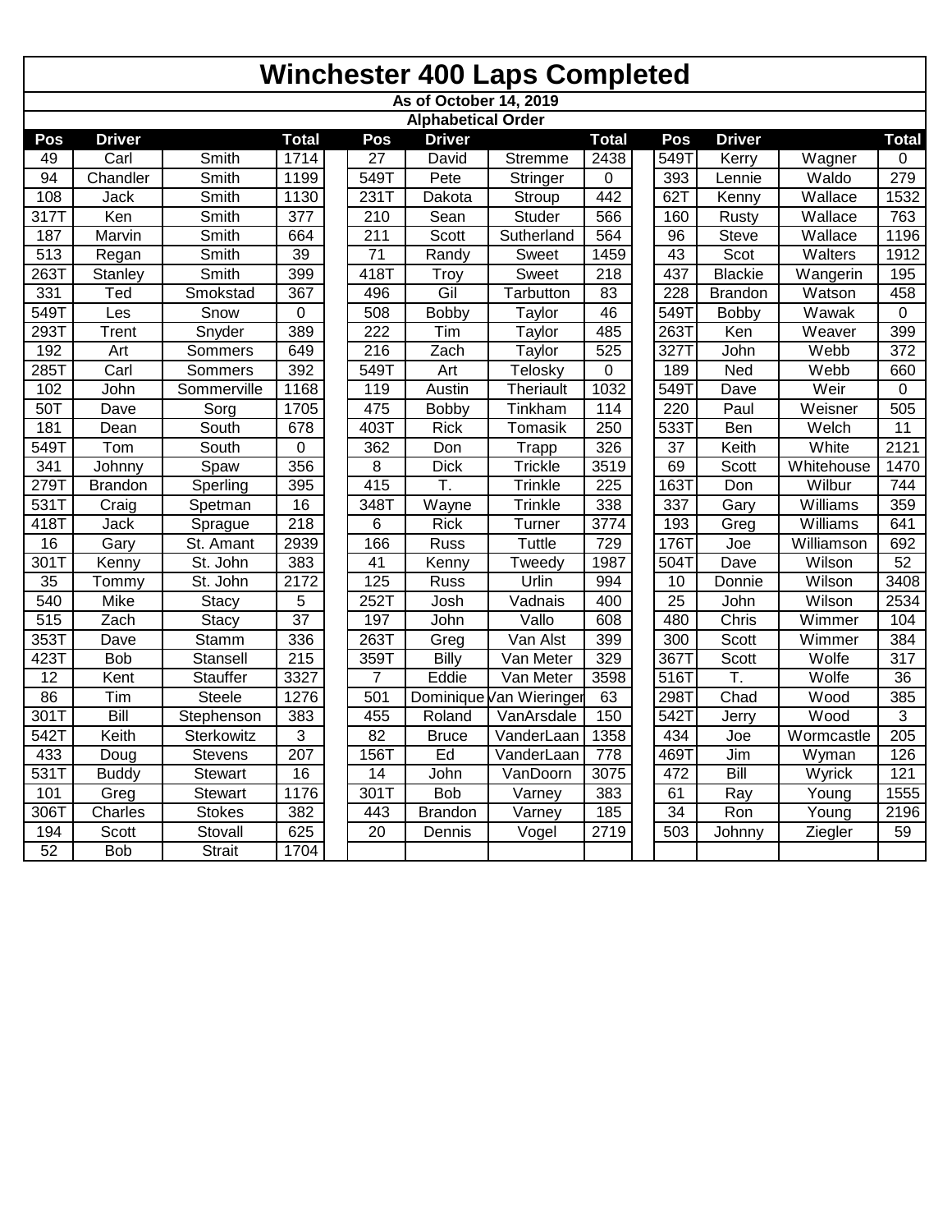# Winchester 400 Laps Completed

**As of October 14, 2019**

**Alphabetical Order**

| Pos | Driver | | Total | Pos | Driver | | Total | Pos | Driver | | Total |
|---|---|---|---|---|---|---|---|---|---|---|---|
| 49 | Carl | Smith | 1714 | 27 | David | Stremme | 2438 | 549T | Kerry | Wagner | 0 |
| 94 | Chandler | Smith | 1199 | 549T | Pete | Stringer | 0 | 393 | Lennie | Waldo | 279 |
| 108 | Jack | Smith | 1130 | 231T | Dakota | Stroup | 442 | 62T | Kenny | Wallace | 1532 |
| 317T | Ken | Smith | 377 | 210 | Sean | Studer | 566 | 160 | Rusty | Wallace | 763 |
| 187 | Marvin | Smith | 664 | 211 | Scott | Sutherland | 564 | 96 | Steve | Wallace | 1196 |
| 513 | Regan | Smith | 39 | 71 | Randy | Sweet | 1459 | 43 | Scot | Walters | 1912 |
| 263T | Stanley | Smith | 399 | 418T | Troy | Sweet | 218 | 437 | Blackie | Wangerin | 195 |
| 331 | Ted | Smokstad | 367 | 496 | Gil | Tarbutton | 83 | 228 | Brandon | Watson | 458 |
| 549T | Les | Snow | 0 | 508 | Bobby | Taylor | 46 | 549T | Bobby | Wawak | 0 |
| 293T | Trent | Snyder | 389 | 222 | Tim | Taylor | 485 | 263T | Ken | Weaver | 399 |
| 192 | Art | Sommers | 649 | 216 | Zach | Taylor | 525 | 327T | John | Webb | 372 |
| 285T | Carl | Sommers | 392 | 549T | Art | Telosky | 0 | 189 | Ned | Webb | 660 |
| 102 | John | Sommerville | 1168 | 119 | Austin | Theriault | 1032 | 549T | Dave | Weir | 0 |
| 50T | Dave | Sorg | 1705 | 475 | Bobby | Tinkham | 114 | 220 | Paul | Weisner | 505 |
| 181 | Dean | South | 678 | 403T | Rick | Tomasik | 250 | 533T | Ben | Welch | 11 |
| 549T | Tom | South | 0 | 362 | Don | Trapp | 326 | 37 | Keith | White | 2121 |
| 341 | Johnny | Spaw | 356 | 8 | Dick | Trickle | 3519 | 69 | Scott | Whitehouse | 1470 |
| 279T | Brandon | Sperling | 395 | 415 | T. | Trinkle | 225 | 163T | Don | Wilbur | 744 |
| 531T | Craig | Spetman | 16 | 348T | Wayne | Trinkle | 338 | 337 | Gary | Williams | 359 |
| 418T | Jack | Sprague | 218 | 6 | Rick | Turner | 3774 | 193 | Greg | Williams | 641 |
| 16 | Gary | St. Amant | 2939 | 166 | Russ | Tuttle | 729 | 176T | Joe | Williamson | 692 |
| 301T | Kenny | St. John | 383 | 41 | Kenny | Tweedy | 1987 | 504T | Dave | Wilson | 52 |
| 35 | Tommy | St. John | 2172 | 125 | Russ | Urlin | 994 | 10 | Donnie | Wilson | 3408 |
| 540 | Mike | Stacy | 5 | 252T | Josh | Vadnais | 400 | 25 | John | Wilson | 2534 |
| 515 | Zach | Stacy | 37 | 197 | John | Vallo | 608 | 480 | Chris | Wimmer | 104 |
| 353T | Dave | Stamm | 336 | 263T | Greg | Van Alst | 399 | 300 | Scott | Wimmer | 384 |
| 423T | Bob | Stansell | 215 | 359T | Billy | Van Meter | 329 | 367T | Scott | Wolfe | 317 |
| 12 | Kent | Stauffer | 3327 | 7 | Eddie | Van Meter | 3598 | 516T | T. | Wolfe | 36 |
| 86 | Tim | Steele | 1276 | 501 | Dominique | Van Wieringen | 63 | 298T | Chad | Wood | 385 |
| 301T | Bill | Stephenson | 383 | 455 | Roland | VanArsdale | 150 | 542T | Jerry | Wood | 3 |
| 542T | Keith | Sterkowitz | 3 | 82 | Bruce | VanderLaan | 1358 | 434 | Joe | Wormcastle | 205 |
| 433 | Doug | Stevens | 207 | 156T | Ed | VanderLaan | 778 | 469T | Jim | Wyman | 126 |
| 531T | Buddy | Stewart | 16 | 14 | John | VanDoorn | 3075 | 472 | Bill | Wyrick | 121 |
| 101 | Greg | Stewart | 1176 | 301T | Bob | Varney | 383 | 61 | Ray | Young | 1555 |
| 306T | Charles | Stokes | 382 | 443 | Brandon | Varney | 185 | 34 | Ron | Young | 2196 |
| 194 | Scott | Stovall | 625 | 20 | Dennis | Vogel | 2719 | 503 | Johnny | Ziegler | 59 |
| 52 | Bob | Strait | 1704 | | | | | | | | |